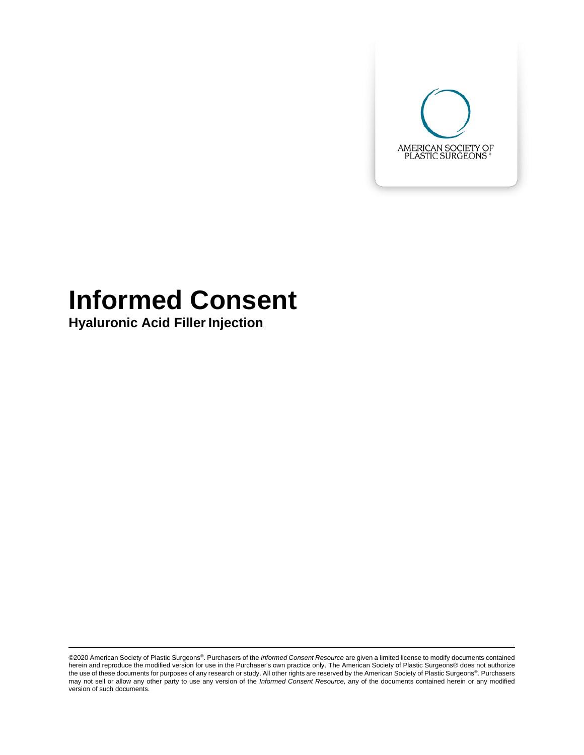AMERICAN SOCIETY OF PLASTIC SURGEONS®

# Informed Consent

## Hyaluronic Acid Filler Injection

©2020 American Society of Plastic Surgeons®. Purchasers of the *Informed Consent Resource* are given a limited license to modify documents contained herein and reproduce the modified version for use in the Purchaser's own practice only. The American Society of Plastic Surgeons® does not authorize the use of these documents for purposes of any research or study. All other rights are reserved by the American Society of Plastic Surgeons®. Purchasers may not sell or allow any other party to use any version of the *Informed Consent Resource,* any of the documents contained herein or any modified version of such documents.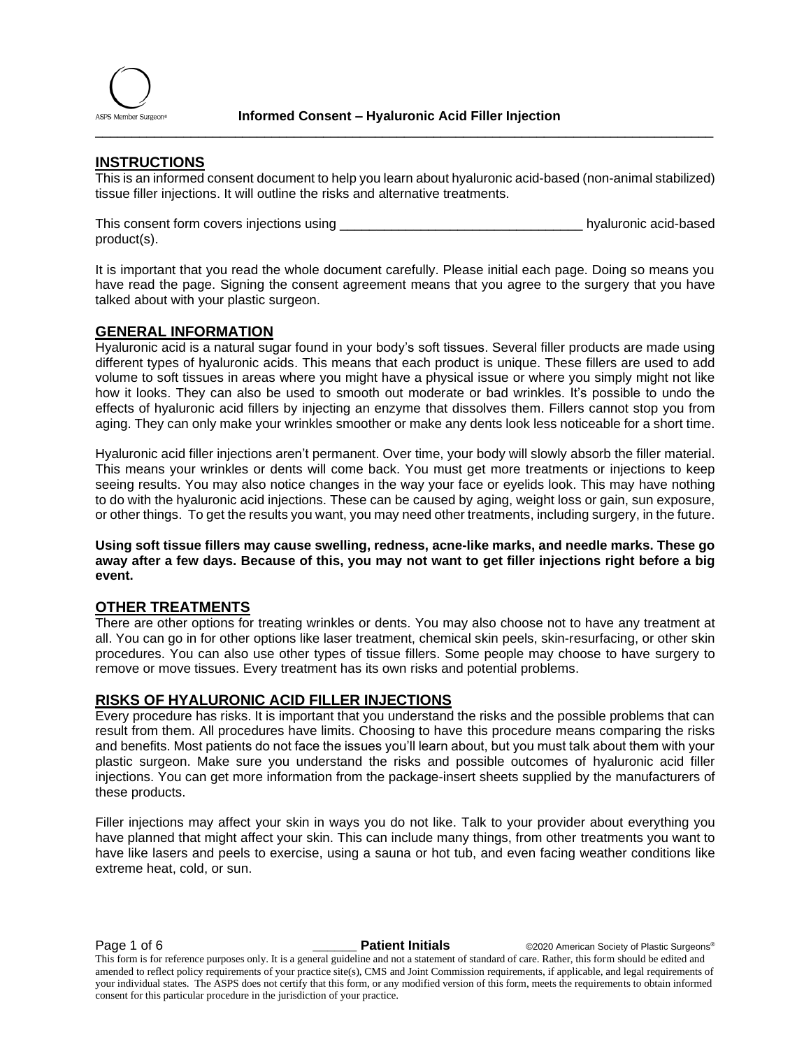**Informed Consent – Hyaluronic Acid Filler Injection**

## INSTRUCTIONS

This is an informed consent document to help you learn about hyaluronic acid-based (non-animal stabilized) tissue filler injections. It will outline the risks and alternative treatments.

This consent form covers injections using _________________________________ hyaluronic acid-based product(s).

It is important that you read the whole document carefully. Please initial each page. Doing so means you have read the page. Signing the consent agreement means that you agree to the surgery that you have talked about with your plastic surgeon.

## GENERAL INFORMATION

Hyaluronic acid is a natural sugar found in your body's soft tissues. Several filler products are made using different types of hyaluronic acids. This means that each product is unique. These fillers are used to add volume to soft tissues in areas where you might have a physical issue or where you simply might not like how it looks. They can also be used to smooth out moderate or bad wrinkles. It's possible to undo the effects of hyaluronic acid fillers by injecting an enzyme that dissolves them. Fillers cannot stop you from aging. They can only make your wrinkles smoother or make any dents look less noticeable for a short time.

Hyaluronic acid filler injections aren't permanent. Over time, your body will slowly absorb the filler material. This means your wrinkles or dents will come back. You must get more treatments or injections to keep seeing results. You may also notice changes in the way your face or eyelids look. This may have nothing to do with the hyaluronic acid injections. These can be caused by aging, weight loss or gain, sun exposure, or other things. To get the results you want, you may need other treatments, including surgery, in the future.

**Using soft tissue fillers may cause swelling, redness, acne-like marks, and needle marks. These go away after a few days. Because of this, you may not want to get filler injections right before a big event.**

## OTHER TREATMENTS

There are other options for treating wrinkles or dents. You may also choose not to have any treatment at all. You can go in for other options like laser treatment, chemical skin peels, skin-resurfacing, or other skin procedures. You can also use other types of tissue fillers. Some people may choose to have surgery to remove or move tissues. Every treatment has its own risks and potential problems.

## RISKS OF HYALURONIC ACID FILLER INJECTIONS

Every procedure has risks. It is important that you understand the risks and the possible problems that can result from them. All procedures have limits. Choosing to have this procedure means comparing the risks and benefits. Most patients do not face the issues you'll learn about, but you must talk about them with your plastic surgeon. Make sure you understand the risks and possible outcomes of hyaluronic acid filler injections. You can get more information from the package-insert sheets supplied by the manufacturers of these products.

Filler injections may affect your skin in ways you do not like. Talk to your provider about everything you have planned that might affect your skin. This can include many things, from other treatments you want to have like lasers and peels to exercise, using a sauna or hot tub, and even facing weather conditions like extreme heat, cold, or sun.

______ **Patient Initials**

This form is for reference purposes only. It is a general guideline and not a statement of standard of care. Rather, this form should be edited and amended to reflect policy requirements of your practice site(s), CMS and Joint Commission requirements, if applicable, and legal requirements of your individual states. The ASPS does not certify that this form, or any modified version of this form, meets the requirements to obtain informed consent for this particular procedure in the jurisdiction of your practice.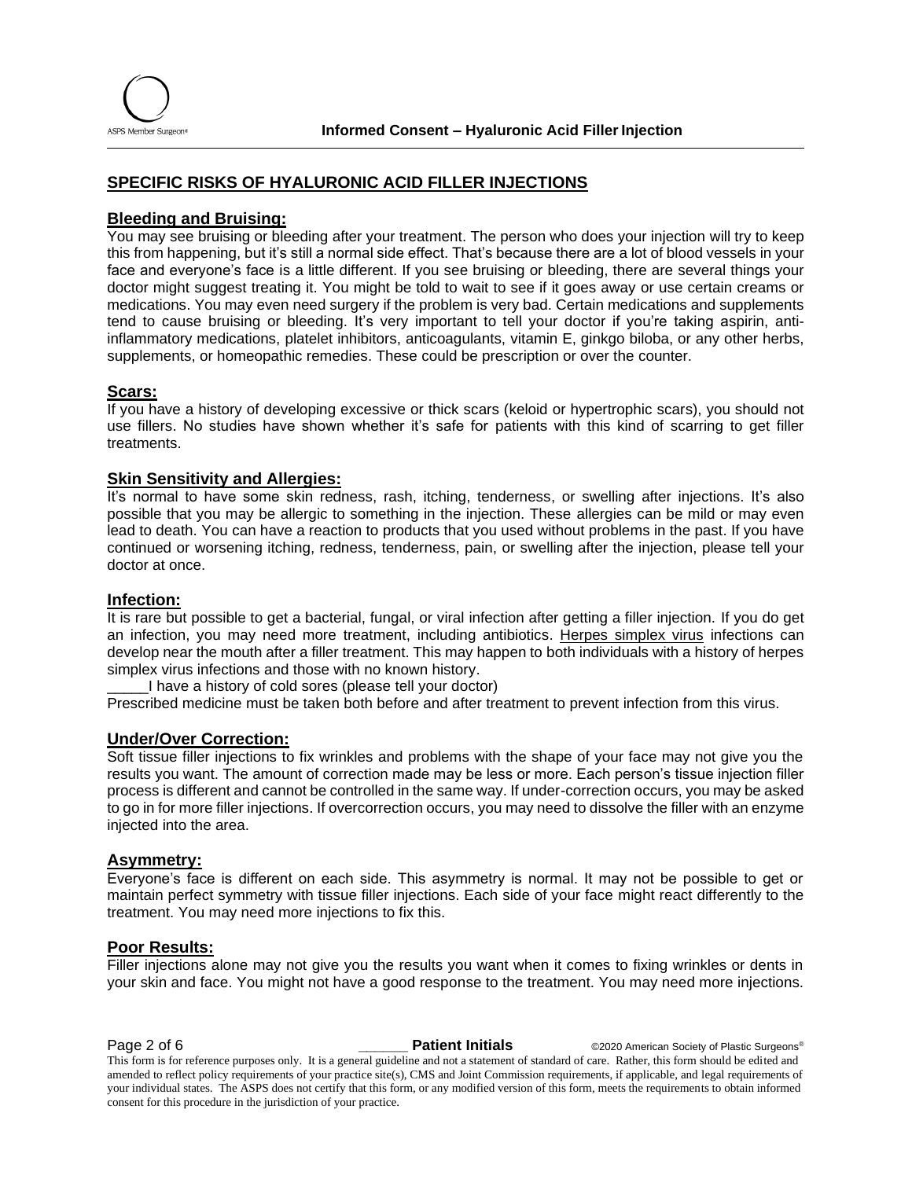## SPECIFIC RISKS OF HYALURONIC ACID FILLER INJECTIONS

### Bleeding and Bruising:

You may see bruising or bleeding after your treatment. The person who does your injection will try to keep this from happening, but it's still a normal side effect. That's because there are a lot of blood vessels in your face and everyone's face is a little different. If you see bruising or bleeding, there are several things your doctor might suggest treating it. You might be told to wait to see if it goes away or use certain creams or medications. You may even need surgery if the problem is very bad. Certain medications and supplements tend to cause bruising or bleeding. It's very important to tell your doctor if you're taking aspirin, anti-inflammatory medications, platelet inhibitors, anticoagulants, vitamin E, ginkgo biloba, or any other herbs, supplements, or homeopathic remedies. These could be prescription or over the counter.

### Scars:

If you have a history of developing excessive or thick scars (keloid or hypertrophic scars), you should not use fillers. No studies have shown whether it's safe for patients with this kind of scarring to get filler treatments.

### Skin Sensitivity and Allergies:

It's normal to have some skin redness, rash, itching, tenderness, or swelling after injections. It's also possible that you may be allergic to something in the injection. These allergies can be mild or may even lead to death. You can have a reaction to products that you used without problems in the past. If you have continued or worsening itching, redness, tenderness, pain, or swelling after the injection, please tell your doctor at once.

### Infection:

It is rare but possible to get a bacterial, fungal, or viral infection after getting a filler injection. If you do get an infection, you may need more treatment, including antibiotics. Herpes simplex virus infections can develop near the mouth after a filler treatment. This may happen to both individuals with a history of herpes simplex virus infections and those with no known history.

_____I have a history of cold sores (please tell your doctor)

Prescribed medicine must be taken both before and after treatment to prevent infection from this virus.

### Under/Over Correction:

Soft tissue filler injections to fix wrinkles and problems with the shape of your face may not give you the results you want. The amount of correction made may be less or more. Each person's tissue injection filler process is different and cannot be controlled in the same way. If under-correction occurs, you may be asked to go in for more filler injections. If overcorrection occurs, you may need to dissolve the filler with an enzyme injected into the area.

### Asymmetry:

Everyone's face is different on each side. This asymmetry is normal. It may not be possible to get or maintain perfect symmetry with tissue filler injections. Each side of your face might react differently to the treatment. You may need more injections to fix this.

### Poor Results:

Filler injections alone may not give you the results you want when it comes to fixing wrinkles or dents in your skin and face. You might not have a good response to the treatment. You may need more injections.

______ **Patient Initials**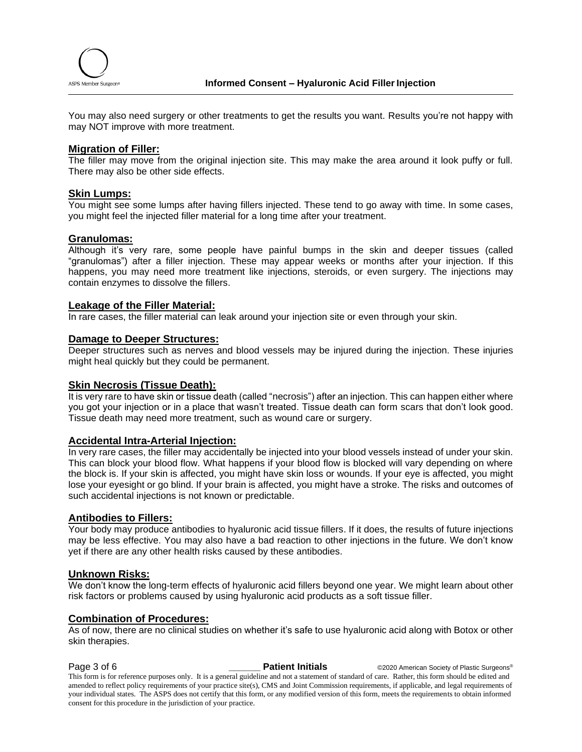You may also need surgery or other treatments to get the results you want. Results you're not happy with may NOT improve with more treatment.

**Migration of Filler:**

The filler may move from the original injection site. This may make the area around it look puffy or full. There may also be other side effects.

**Skin Lumps:**

You might see some lumps after having fillers injected. These tend to go away with time. In some cases, you might feel the injected filler material for a long time after your treatment.

**Granulomas:**

Although it's very rare, some people have painful bumps in the skin and deeper tissues (called "granulomas") after a filler injection. These may appear weeks or months after your injection. If this happens, you may need more treatment like injections, steroids, or even surgery. The injections may contain enzymes to dissolve the fillers.

**Leakage of the Filler Material:**

In rare cases, the filler material can leak around your injection site or even through your skin.

**Damage to Deeper Structures:**

Deeper structures such as nerves and blood vessels may be injured during the injection. These injuries might heal quickly but they could be permanent.

**Skin Necrosis (Tissue Death):**

It is very rare to have skin or tissue death (called "necrosis") after an injection. This can happen either where you got your injection or in a place that wasn't treated. Tissue death can form scars that don't look good. Tissue death may need more treatment, such as wound care or surgery.

**Accidental Intra-Arterial Injection:**

In very rare cases, the filler may accidentally be injected into your blood vessels instead of under your skin. This can block your blood flow. What happens if your blood flow is blocked will vary depending on where the block is. If your skin is affected, you might have skin loss or wounds. If your eye is affected, you might lose your eyesight or go blind. If your brain is affected, you might have a stroke. The risks and outcomes of such accidental injections is not known or predictable.

**Antibodies to Fillers:**

Your body may produce antibodies to hyaluronic acid tissue fillers. If it does, the results of future injections may be less effective. You may also have a bad reaction to other injections in the future. We don't know yet if there are any other health risks caused by these antibodies.

**Unknown Risks:**

We don't know the long-term effects of hyaluronic acid fillers beyond one year. We might learn about other risk factors or problems caused by using hyaluronic acid products as a soft tissue filler.

**Combination of Procedures:**

As of now, there are no clinical studies on whether it's safe to use hyaluronic acid along with Botox or other skin therapies.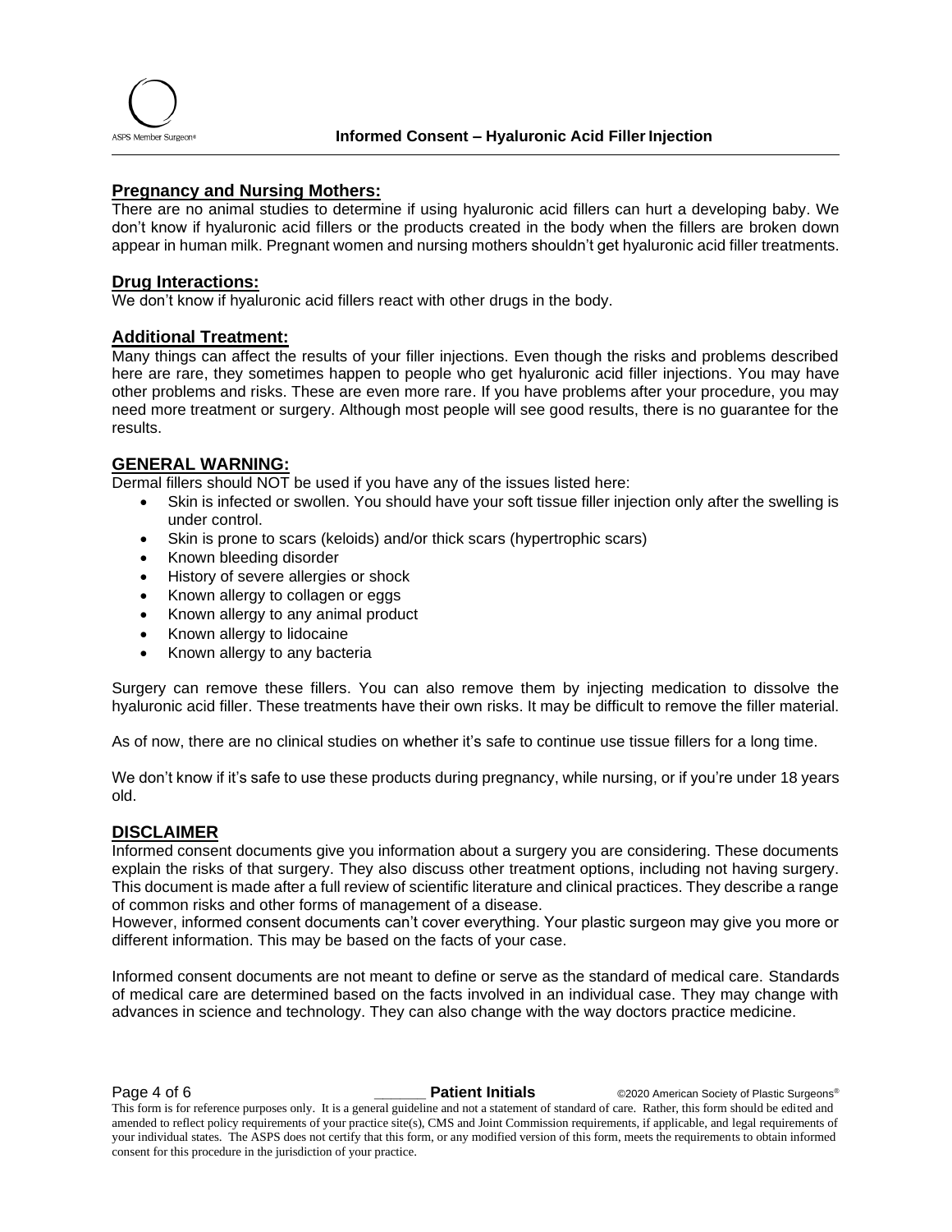## Pregnancy and Nursing Mothers:

There are no animal studies to determine if using hyaluronic acid fillers can hurt a developing baby. We don't know if hyaluronic acid fillers or the products created in the body when the fillers are broken down appear in human milk. Pregnant women and nursing mothers shouldn't get hyaluronic acid filler treatments.

## Drug Interactions:

We don't know if hyaluronic acid fillers react with other drugs in the body.

## Additional Treatment:

Many things can affect the results of your filler injections. Even though the risks and problems described here are rare, they sometimes happen to people who get hyaluronic acid filler injections. You may have other problems and risks. These are even more rare. If you have problems after your procedure, you may need more treatment or surgery. Although most people will see good results, there is no guarantee for the results.

## GENERAL WARNING:

Dermal fillers should NOT be used if you have any of the issues listed here:

- Skin is infected or swollen. You should have your soft tissue filler injection only after the swelling is under control.
- Skin is prone to scars (keloids) and/or thick scars (hypertrophic scars)
- Known bleeding disorder
- History of severe allergies or shock
- Known allergy to collagen or eggs
- Known allergy to any animal product
- Known allergy to lidocaine
- Known allergy to any bacteria

Surgery can remove these fillers. You can also remove them by injecting medication to dissolve the hyaluronic acid filler. These treatments have their own risks. It may be difficult to remove the filler material.

As of now, there are no clinical studies on whether it's safe to continue use tissue fillers for a long time.

We don't know if it's safe to use these products during pregnancy, while nursing, or if you're under 18 years old.

## DISCLAIMER

Informed consent documents give you information about a surgery you are considering. These documents explain the risks of that surgery. They also discuss other treatment options, including not having surgery. This document is made after a full review of scientific literature and clinical practices. They describe a range of common risks and other forms of management of a disease.

However, informed consent documents can't cover everything. Your plastic surgeon may give you more or different information. This may be based on the facts of your case.

Informed consent documents are not meant to define or serve as the standard of medical care. Standards of medical care are determined based on the facts involved in an individual case. They may change with advances in science and technology. They can also change with the way doctors practice medicine.

______ **Patient Initials**

This form is for reference purposes only. It is a general guideline and not a statement of standard of care. Rather, this form should be edited and amended to reflect policy requirements of your practice site(s), CMS and Joint Commission requirements, if applicable, and legal requirements of your individual states. The ASPS does not certify that this form, or any modified version of this form, meets the requirements to obtain informed consent for this procedure in the jurisdiction of your practice.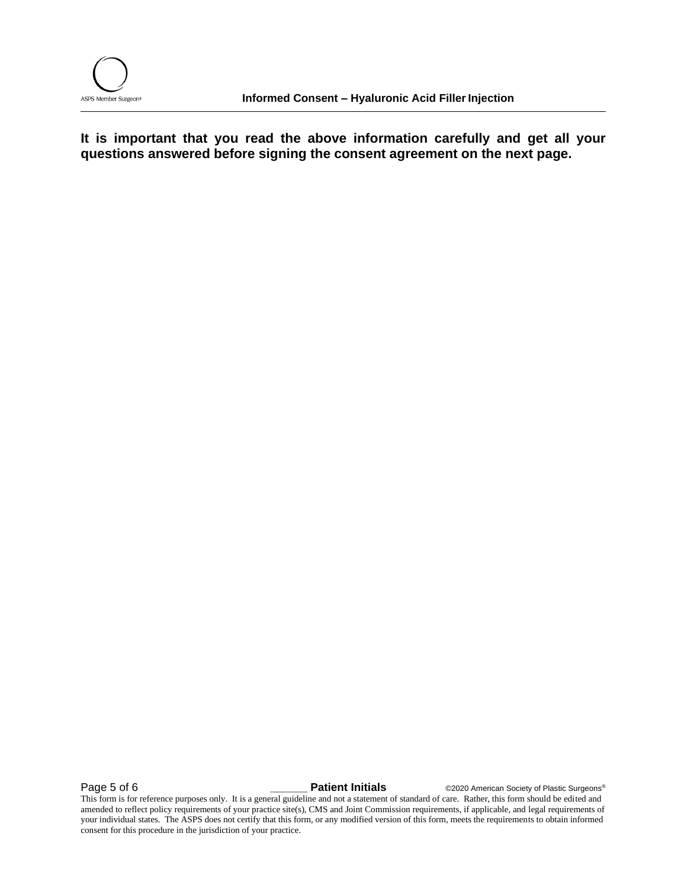**It is important that you read the above information carefully and get all your questions answered before signing the consent agreement on the next page.**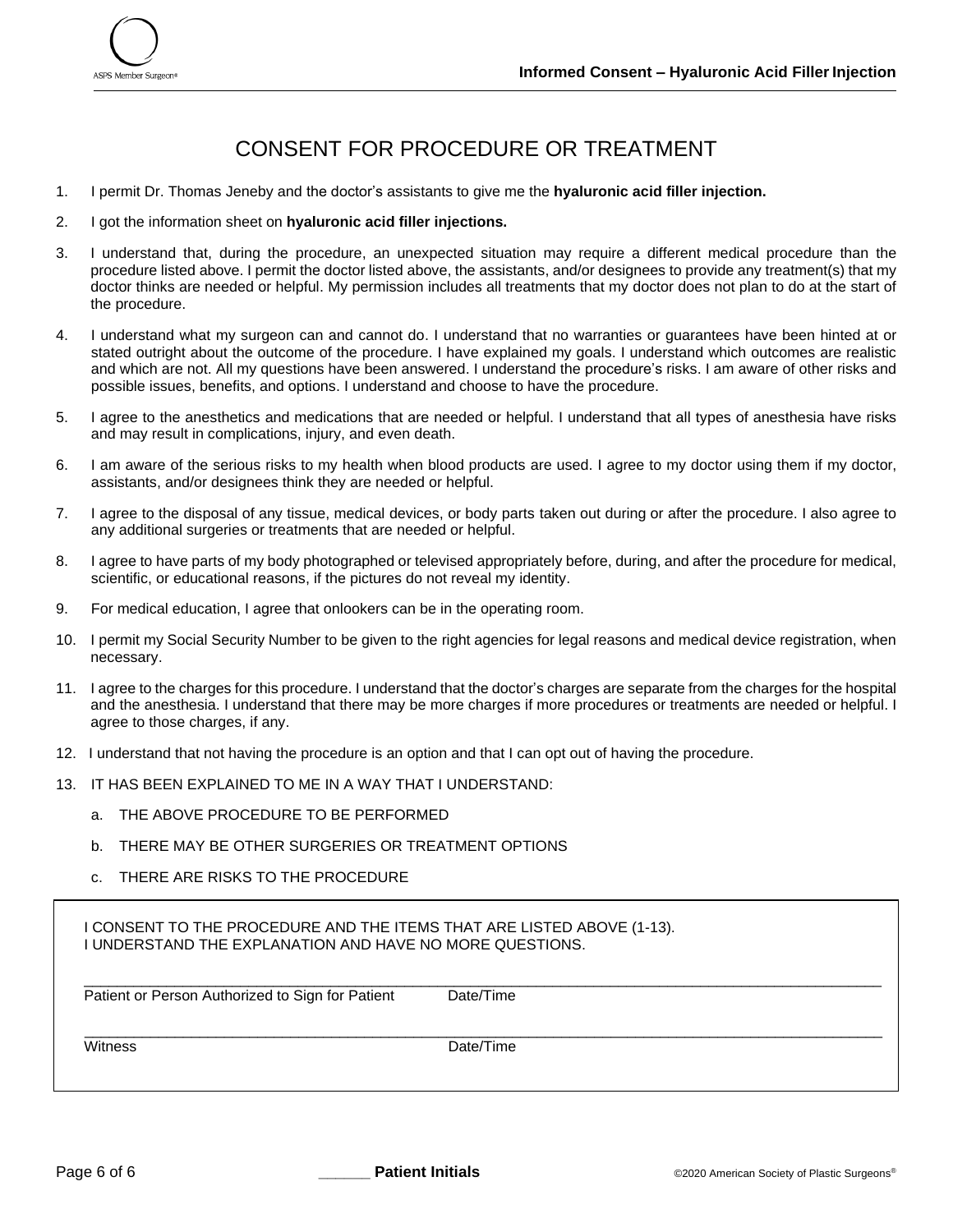# CONSENT FOR PROCEDURE OR TREATMENT

1. I permit Dr. Thomas Jeneby and the doctor's assistants to give me the **hyaluronic acid filler injection.**

2. I got the information sheet on **hyaluronic acid filler injections.**

3. I understand that, during the procedure, an unexpected situation may require a different medical procedure than the procedure listed above. I permit the doctor listed above, the assistants, and/or designees to provide any treatment(s) that my doctor thinks are needed or helpful. My permission includes all treatments that my doctor does not plan to do at the start of the procedure.

4. I understand what my surgeon can and cannot do. I understand that no warranties or guarantees have been hinted at or stated outright about the outcome of the procedure. I have explained my goals. I understand which outcomes are realistic and which are not. All my questions have been answered. I understand the procedure's risks. I am aware of other risks and possible issues, benefits, and options. I understand and choose to have the procedure.

5. I agree to the anesthetics and medications that are needed or helpful. I understand that all types of anesthesia have risks and may result in complications, injury, and even death.

6. I am aware of the serious risks to my health when blood products are used. I agree to my doctor using them if my doctor, assistants, and/or designees think they are needed or helpful.

7. I agree to the disposal of any tissue, medical devices, or body parts taken out during or after the procedure. I also agree to any additional surgeries or treatments that are needed or helpful.

8. I agree to have parts of my body photographed or televised appropriately before, during, and after the procedure for medical, scientific, or educational reasons, if the pictures do not reveal my identity.

9. For medical education, I agree that onlookers can be in the operating room.

10. I permit my Social Security Number to be given to the right agencies for legal reasons and medical device registration, when necessary.

11. I agree to the charges for this procedure. I understand that the doctor's charges are separate from the charges for the hospital and the anesthesia. I understand that there may be more charges if more procedures or treatments are needed or helpful. I agree to those charges, if any.

12. I understand that not having the procedure is an option and that I can opt out of having the procedure.

13. IT HAS BEEN EXPLAINED TO ME IN A WAY THAT I UNDERSTAND:

    a. THE ABOVE PROCEDURE TO BE PERFORMED

    b. THERE MAY BE OTHER SURGERIES OR TREATMENT OPTIONS

    c. THERE ARE RISKS TO THE PROCEDURE

I CONSENT TO THE PROCEDURE AND THE ITEMS THAT ARE LISTED ABOVE (1-13).
I UNDERSTAND THE EXPLANATION AND HAVE NO MORE QUESTIONS.

_______________________________________________

Patient or Person Authorized to Sign for Patient    Date/Time

_______________________________________________

Witness    Date/Time

______ **Patient Initials**

©2020 American Society of Plastic Surgeons®